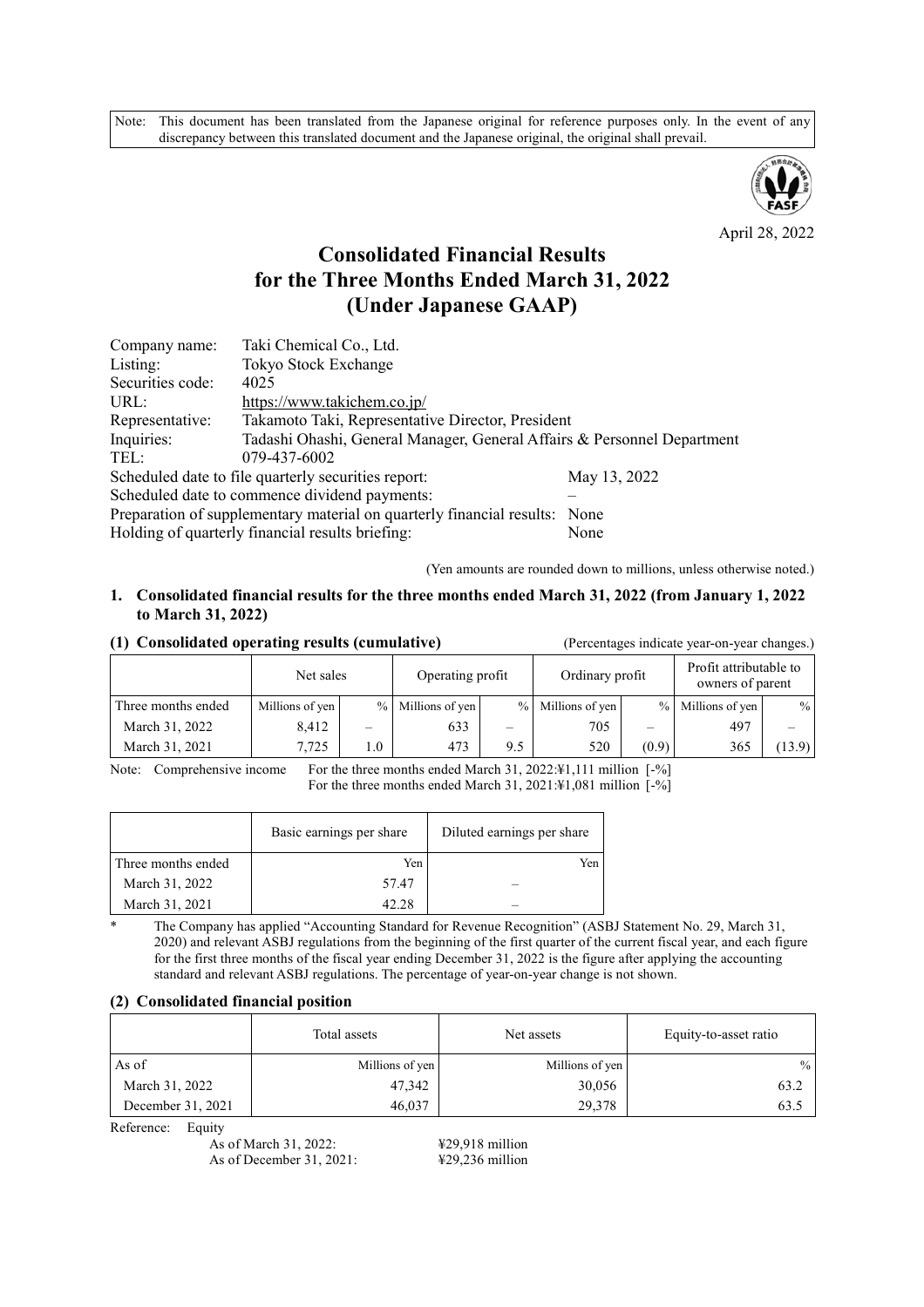Note: This document has been translated from the Japanese original for reference purposes only. In the event of any discrepancy between this translated document and the Japanese original, the original shall prevail.

April 28, 2022

# Consolidated Financial Results for the Three Months Ended March 31, 2022 (Under Japanese GAAP)

| | |
|---|---|
| Company name: | Taki Chemical Co., Ltd. |
| Listing: | Tokyo Stock Exchange |
| Securities code: | 4025 |
| URL: | https://www.takichem.co.jp/ |
| Representative: | Takamoto Taki, Representative Director, President |
| Inquiries: | Tadashi Ohashi, General Manager, General Affairs & Personnel Department |
| TEL: | 079-437-6002 |

| | |
|---|---|
| Scheduled date to file quarterly securities report: | May 13, 2022 |
| Scheduled date to commence dividend payments: | – |
| Preparation of supplementary material on quarterly financial results: | None |
| Holding of quarterly financial results briefing: | None |

(Yen amounts are rounded down to millions, unless otherwise noted.)

## 1. Consolidated financial results for the three months ended March 31, 2022 (from January 1, 2022 to March 31, 2022)

### (1) Consolidated operating results (cumulative)

(Percentages indicate year-on-year changes.)

| | Net sales | | Operating profit | | Ordinary profit | | Profit attributable to owners of parent | |
|---|---|---|---|---|---|---|---|---|
| Three months ended | Millions of yen | % | Millions of yen | % | Millions of yen | % | Millions of yen | % |
| March 31, 2022 | 8,412 | – | 633 | – | 705 | – | 497 | – |
| March 31, 2021 | 7,725 | 1.0 | 473 | 9.5 | 520 | (0.9) | 365 | (13.9) |

Note: Comprehensive income For the three months ended March 31, 2022:¥1,111 million [-%]
For the three months ended March 31, 2021:¥1,081 million [-%]

| | Basic earnings per share | Diluted earnings per share |
|---|---|---|
| Three months ended | Yen | Yen |
| March 31, 2022 | 57.47 | – |
| March 31, 2021 | 42.28 | – |

\* The Company has applied "Accounting Standard for Revenue Recognition" (ASBJ Statement No. 29, March 31, 2020) and relevant ASBJ regulations from the beginning of the first quarter of the current fiscal year, and each figure for the first three months of the fiscal year ending December 31, 2022 is the figure after applying the accounting standard and relevant ASBJ regulations. The percentage of year-on-year change is not shown.

### (2) Consolidated financial position

| | Total assets | Net assets | Equity-to-asset ratio |
|---|---|---|---|
| As of | Millions of yen | Millions of yen | % |
| March 31, 2022 | 47,342 | 30,056 | 63.2 |
| December 31, 2021 | 46,037 | 29,378 | 63.5 |

Reference: Equity
As of March 31, 2022: ¥29,918 million
As of December 31, 2021: ¥29,236 million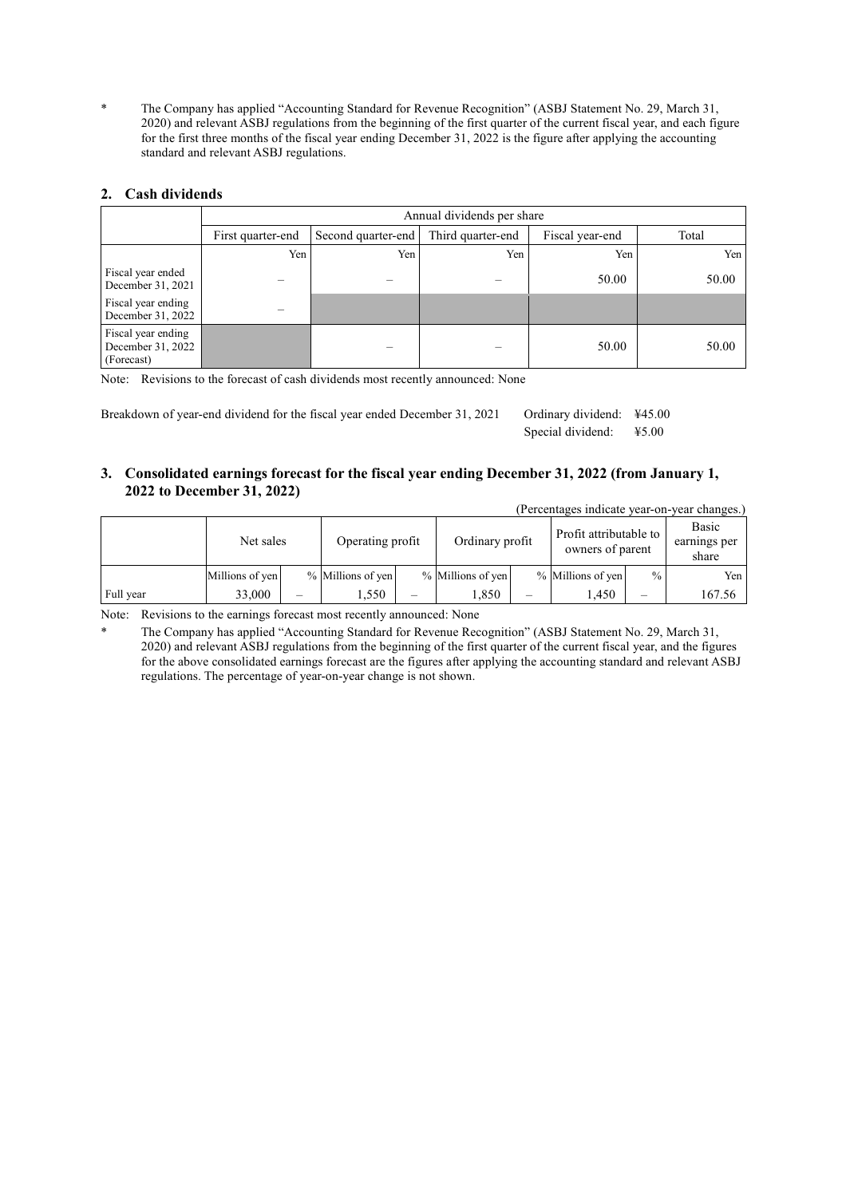\* The Company has applied "Accounting Standard for Revenue Recognition" (ASBJ Statement No. 29, March 31, 2020) and relevant ASBJ regulations from the beginning of the first quarter of the current fiscal year, and each figure for the first three months of the fiscal year ending December 31, 2022 is the figure after applying the accounting standard and relevant ASBJ regulations.

## 2. Cash dividends

| | Annual dividends per share | | | | |
|---|---|---|---|---|---|
| | First quarter-end | Second quarter-end | Third quarter-end | Fiscal year-end | Total |
| | Yen | Yen | Yen | Yen | Yen |
| Fiscal year ended December 31, 2021 | – | – | – | 50.00 | 50.00 |
| Fiscal year ending December 31, 2022 | – | | | | |
| Fiscal year ending December 31, 2022 (Forecast) | | – | – | 50.00 | 50.00 |

Note: Revisions to the forecast of cash dividends most recently announced: None

Breakdown of year-end dividend for the fiscal year ended December 31, 2021 Ordinary dividend: ¥45.00
Special dividend: ¥5.00

## 3. Consolidated earnings forecast for the fiscal year ending December 31, 2022 (from January 1, 2022 to December 31, 2022)

(Percentages indicate year-on-year changes.)

| | Net sales | | Operating profit | | Ordinary profit | | Profit attributable to owners of parent | | Basic earnings per share |
|---|---|---|---|---|---|---|---|---|---|
| | Millions of yen | % | Millions of yen | % | Millions of yen | % | Millions of yen | % | Yen |
| Full year | 33,000 | – | 1,550 | – | 1,850 | – | 1,450 | – | 167.56 |

Note: Revisions to the earnings forecast most recently announced: None

\* The Company has applied "Accounting Standard for Revenue Recognition" (ASBJ Statement No. 29, March 31, 2020) and relevant ASBJ regulations from the beginning of the first quarter of the current fiscal year, and the figures for the above consolidated earnings forecast are the figures after applying the accounting standard and relevant ASBJ regulations. The percentage of year-on-year change is not shown.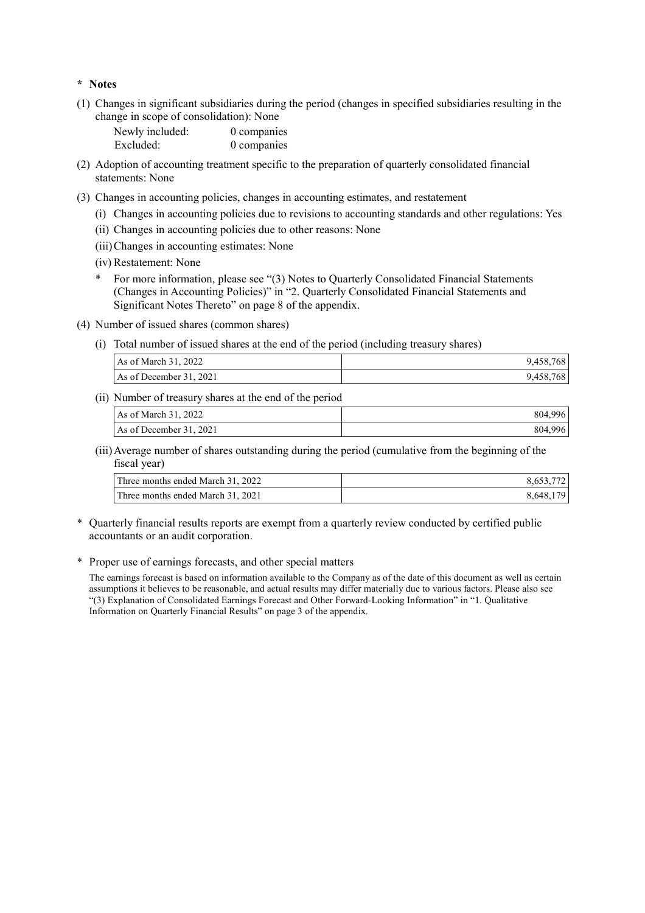**\* Notes**

(1) Changes in significant subsidiaries during the period (changes in specified subsidiaries resulting in the change in scope of consolidation): None

Newly included: 0 companies
Excluded: 0 companies

(2) Adoption of accounting treatment specific to the preparation of quarterly consolidated financial statements: None

(3) Changes in accounting policies, changes in accounting estimates, and restatement

(i) Changes in accounting policies due to revisions to accounting standards and other regulations: Yes

(ii) Changes in accounting policies due to other reasons: None

(iii) Changes in accounting estimates: None

(iv) Restatement: None

\* For more information, please see "(3) Notes to Quarterly Consolidated Financial Statements (Changes in Accounting Policies)" in "2. Quarterly Consolidated Financial Statements and Significant Notes Thereto" on page 8 of the appendix.

(4) Number of issued shares (common shares)

(i) Total number of issued shares at the end of the period (including treasury shares)

| | |
|---|---|
| As of March 31, 2022 | 9,458,768 |
| As of December 31, 2021 | 9,458,768 |

(ii) Number of treasury shares at the end of the period

| | |
|---|---|
| As of March 31, 2022 | 804,996 |
| As of December 31, 2021 | 804,996 |

(iii) Average number of shares outstanding during the period (cumulative from the beginning of the fiscal year)

| | |
|---|---|
| Three months ended March 31, 2022 | 8,653,772 |
| Three months ended March 31, 2021 | 8,648,179 |

\* Quarterly financial results reports are exempt from a quarterly review conducted by certified public accountants or an audit corporation.

\* Proper use of earnings forecasts, and other special matters

The earnings forecast is based on information available to the Company as of the date of this document as well as certain assumptions it believes to be reasonable, and actual results may differ materially due to various factors. Please also see "(3) Explanation of Consolidated Earnings Forecast and Other Forward-Looking Information" in "1. Qualitative Information on Quarterly Financial Results" on page 3 of the appendix.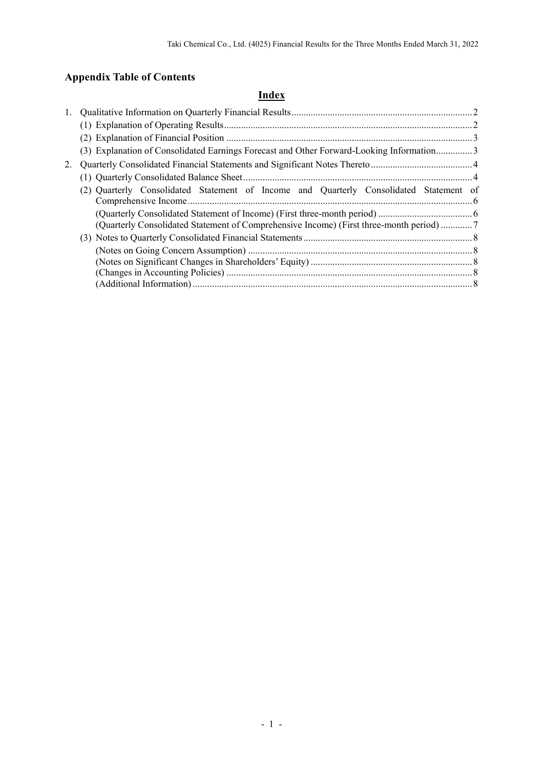## Appendix Table of Contents

### Index

1. Qualitative Information on Quarterly Financial Results .......... 2
   - (1) Explanation of Operating Results .......... 2
   - (2) Explanation of Financial Position .......... 3
   - (3) Explanation of Consolidated Earnings Forecast and Other Forward-Looking Information .......... 3
2. Quarterly Consolidated Financial Statements and Significant Notes Thereto .......... 4
   - (1) Quarterly Consolidated Balance Sheet .......... 4
   - (2) Quarterly Consolidated Statement of Income and Quarterly Consolidated Statement of Comprehensive Income .......... 6
     - (Quarterly Consolidated Statement of Income) (First three-month period) .......... 6
     - (Quarterly Consolidated Statement of Comprehensive Income) (First three-month period) .......... 7
   - (3) Notes to Quarterly Consolidated Financial Statements .......... 8
     - (Notes on Going Concern Assumption) .......... 8
     - (Notes on Significant Changes in Shareholders' Equity) .......... 8
     - (Changes in Accounting Policies) .......... 8
     - (Additional Information) .......... 8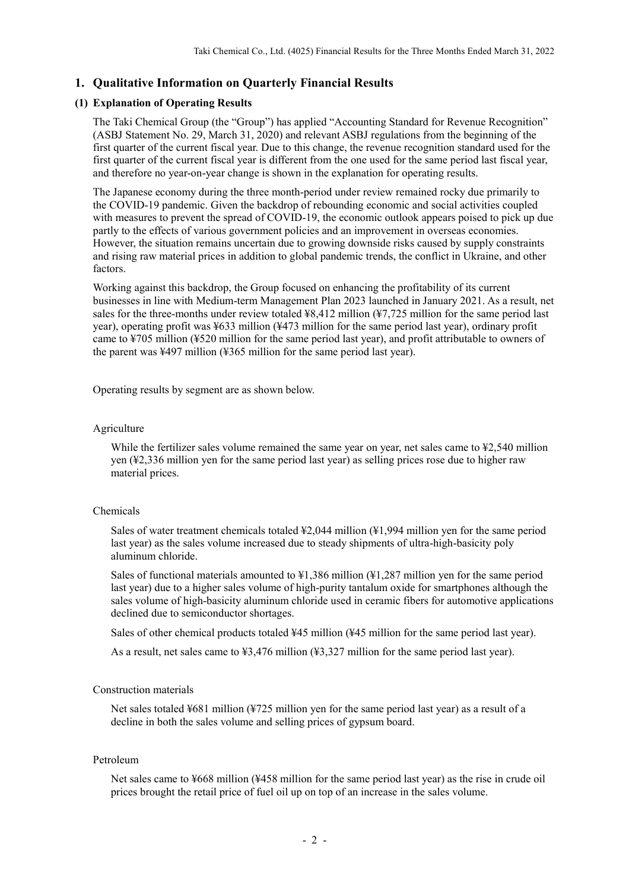## 1. Qualitative Information on Quarterly Financial Results

### (1) Explanation of Operating Results

The Taki Chemical Group (the "Group") has applied "Accounting Standard for Revenue Recognition" (ASBJ Statement No. 29, March 31, 2020) and relevant ASBJ regulations from the beginning of the first quarter of the current fiscal year. Due to this change, the revenue recognition standard used for the first quarter of the current fiscal year is different from the one used for the same period last fiscal year, and therefore no year-on-year change is shown in the explanation for operating results.

The Japanese economy during the three month-period under review remained rocky due primarily to the COVID-19 pandemic. Given the backdrop of rebounding economic and social activities coupled with measures to prevent the spread of COVID-19, the economic outlook appears poised to pick up due partly to the effects of various government policies and an improvement in overseas economies. However, the situation remains uncertain due to growing downside risks caused by supply constraints and rising raw material prices in addition to global pandemic trends, the conflict in Ukraine, and other factors.

Working against this backdrop, the Group focused on enhancing the profitability of its current businesses in line with Medium-term Management Plan 2023 launched in January 2021. As a result, net sales for the three-months under review totaled ¥8,412 million (¥7,725 million for the same period last year), operating profit was ¥633 million (¥473 million for the same period last year), ordinary profit came to ¥705 million (¥520 million for the same period last year), and profit attributable to owners of the parent was ¥497 million (¥365 million for the same period last year).

Operating results by segment are as shown below.

Agriculture

While the fertilizer sales volume remained the same year on year, net sales came to ¥2,540 million yen (¥2,336 million yen for the same period last year) as selling prices rose due to higher raw material prices.

Chemicals

Sales of water treatment chemicals totaled ¥2,044 million (¥1,994 million yen for the same period last year) as the sales volume increased due to steady shipments of ultra-high-basicity poly aluminum chloride.

Sales of functional materials amounted to ¥1,386 million (¥1,287 million yen for the same period last year) due to a higher sales volume of high-purity tantalum oxide for smartphones although the sales volume of high-basicity aluminum chloride used in ceramic fibers for automotive applications declined due to semiconductor shortages.

Sales of other chemical products totaled ¥45 million (¥45 million for the same period last year).

As a result, net sales came to ¥3,476 million (¥3,327 million for the same period last year).

Construction materials

Net sales totaled ¥681 million (¥725 million yen for the same period last year) as a result of a decline in both the sales volume and selling prices of gypsum board.

Petroleum

Net sales came to ¥668 million (¥458 million for the same period last year) as the rise in crude oil prices brought the retail price of fuel oil up on top of an increase in the sales volume.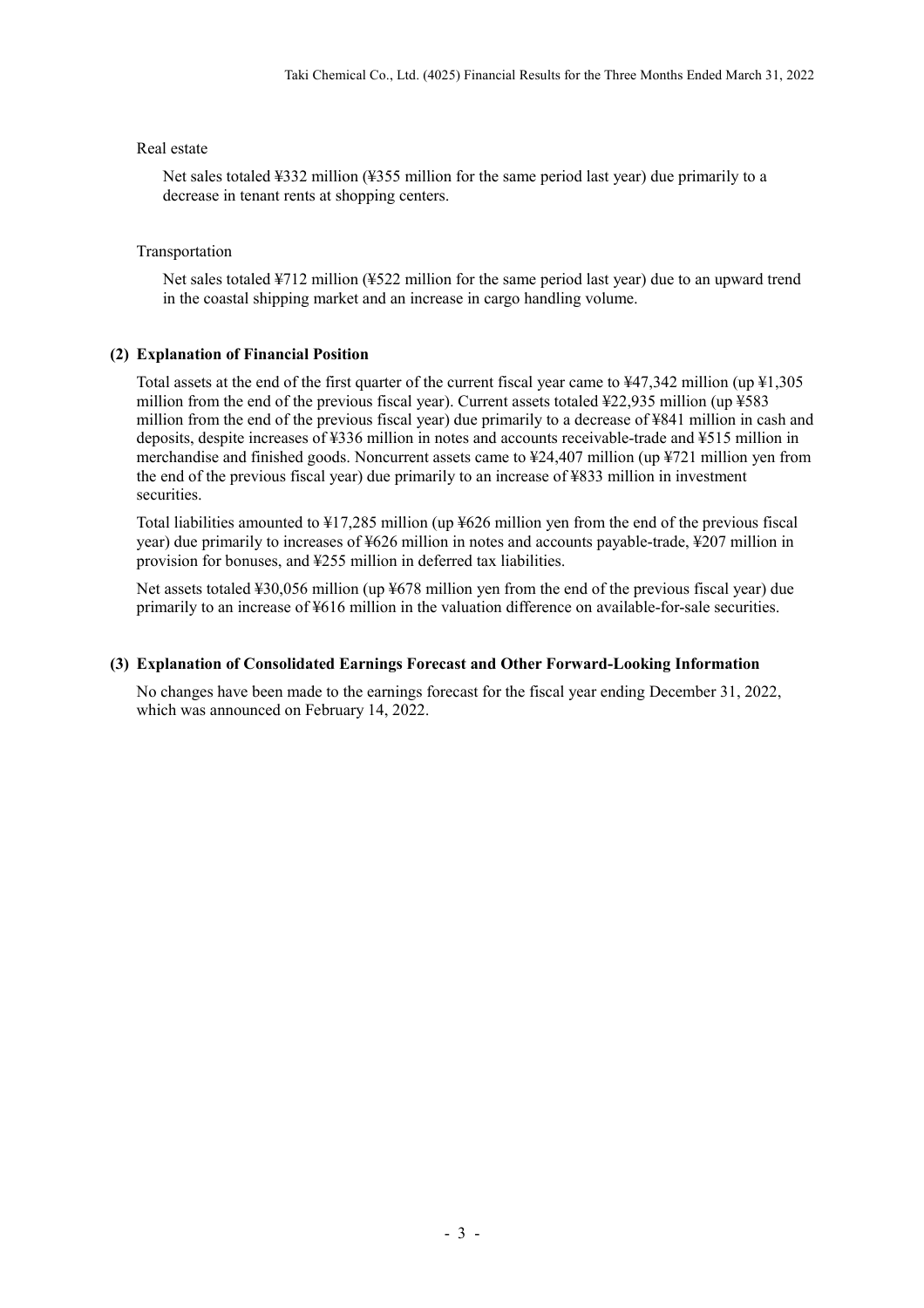Real estate

Net sales totaled ¥332 million (¥355 million for the same period last year) due primarily to a decrease in tenant rents at shopping centers.

Transportation

Net sales totaled ¥712 million (¥522 million for the same period last year) due to an upward trend in the coastal shipping market and an increase in cargo handling volume.

### (2) Explanation of Financial Position

Total assets at the end of the first quarter of the current fiscal year came to ¥47,342 million (up ¥1,305 million from the end of the previous fiscal year). Current assets totaled ¥22,935 million (up ¥583 million from the end of the previous fiscal year) due primarily to a decrease of ¥841 million in cash and deposits, despite increases of ¥336 million in notes and accounts receivable-trade and ¥515 million in merchandise and finished goods. Noncurrent assets came to ¥24,407 million (up ¥721 million yen from the end of the previous fiscal year) due primarily to an increase of ¥833 million in investment securities.

Total liabilities amounted to ¥17,285 million (up ¥626 million yen from the end of the previous fiscal year) due primarily to increases of ¥626 million in notes and accounts payable-trade, ¥207 million in provision for bonuses, and ¥255 million in deferred tax liabilities.

Net assets totaled ¥30,056 million (up ¥678 million yen from the end of the previous fiscal year) due primarily to an increase of ¥616 million in the valuation difference on available-for-sale securities.

### (3) Explanation of Consolidated Earnings Forecast and Other Forward-Looking Information

No changes have been made to the earnings forecast for the fiscal year ending December 31, 2022, which was announced on February 14, 2022.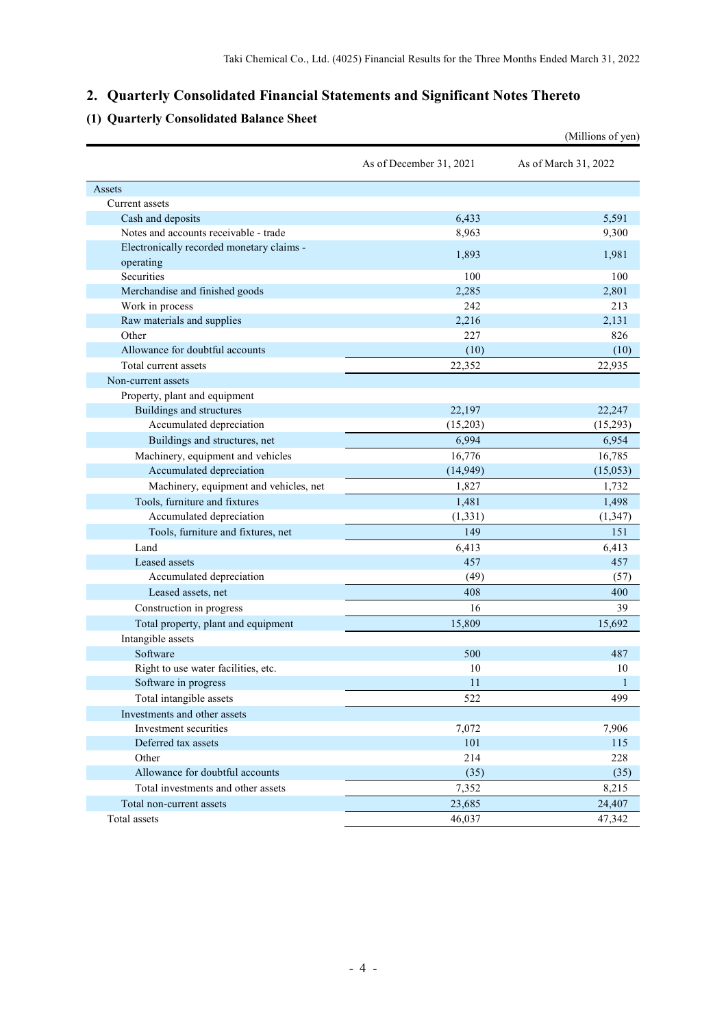## 2. Quarterly Consolidated Financial Statements and Significant Notes Thereto

### (1) Quarterly Consolidated Balance Sheet

(Millions of yen)

| | As of December 31, 2021 | As of March 31, 2022 |
|---|---|---|
| Assets | | |
| Current assets | | |
| Cash and deposits | 6,433 | 5,591 |
| Notes and accounts receivable - trade | 8,963 | 9,300 |
| Electronically recorded monetary claims - operating | 1,893 | 1,981 |
| Securities | 100 | 100 |
| Merchandise and finished goods | 2,285 | 2,801 |
| Work in process | 242 | 213 |
| Raw materials and supplies | 2,216 | 2,131 |
| Other | 227 | 826 |
| Allowance for doubtful accounts | (10) | (10) |
| Total current assets | 22,352 | 22,935 |
| Non-current assets | | |
| Property, plant and equipment | | |
| Buildings and structures | 22,197 | 22,247 |
| Accumulated depreciation | (15,203) | (15,293) |
| Buildings and structures, net | 6,994 | 6,954 |
| Machinery, equipment and vehicles | 16,776 | 16,785 |
| Accumulated depreciation | (14,949) | (15,053) |
| Machinery, equipment and vehicles, net | 1,827 | 1,732 |
| Tools, furniture and fixtures | 1,481 | 1,498 |
| Accumulated depreciation | (1,331) | (1,347) |
| Tools, furniture and fixtures, net | 149 | 151 |
| Land | 6,413 | 6,413 |
| Leased assets | 457 | 457 |
| Accumulated depreciation | (49) | (57) |
| Leased assets, net | 408 | 400 |
| Construction in progress | 16 | 39 |
| Total property, plant and equipment | 15,809 | 15,692 |
| Intangible assets | | |
| Software | 500 | 487 |
| Right to use water facilities, etc. | 10 | 10 |
| Software in progress | 11 | 1 |
| Total intangible assets | 522 | 499 |
| Investments and other assets | | |
| Investment securities | 7,072 | 7,906 |
| Deferred tax assets | 101 | 115 |
| Other | 214 | 228 |
| Allowance for doubtful accounts | (35) | (35) |
| Total investments and other assets | 7,352 | 8,215 |
| Total non-current assets | 23,685 | 24,407 |
| Total assets | 46,037 | 47,342 |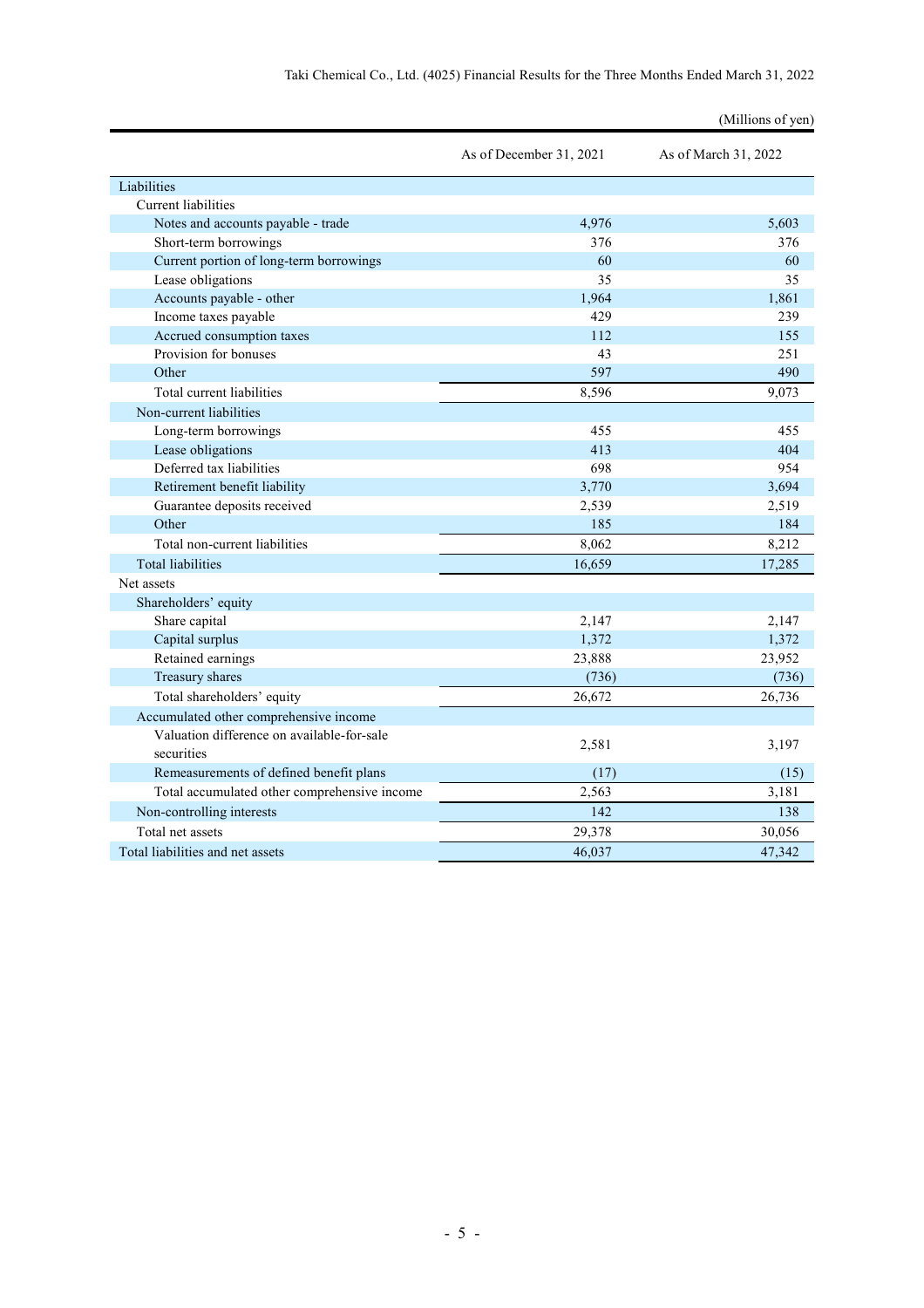(Millions of yen)

| | As of December 31, 2021 | As of March 31, 2022 |
|---|---|---|
| Liabilities | | |
| Current liabilities | | |
| Notes and accounts payable - trade | 4,976 | 5,603 |
| Short-term borrowings | 376 | 376 |
| Current portion of long-term borrowings | 60 | 60 |
| Lease obligations | 35 | 35 |
| Accounts payable - other | 1,964 | 1,861 |
| Income taxes payable | 429 | 239 |
| Accrued consumption taxes | 112 | 155 |
| Provision for bonuses | 43 | 251 |
| Other | 597 | 490 |
| Total current liabilities | 8,596 | 9,073 |
| Non-current liabilities | | |
| Long-term borrowings | 455 | 455 |
| Lease obligations | 413 | 404 |
| Deferred tax liabilities | 698 | 954 |
| Retirement benefit liability | 3,770 | 3,694 |
| Guarantee deposits received | 2,539 | 2,519 |
| Other | 185 | 184 |
| Total non-current liabilities | 8,062 | 8,212 |
| Total liabilities | 16,659 | 17,285 |
| Net assets | | |
| Shareholders' equity | | |
| Share capital | 2,147 | 2,147 |
| Capital surplus | 1,372 | 1,372 |
| Retained earnings | 23,888 | 23,952 |
| Treasury shares | (736) | (736) |
| Total shareholders' equity | 26,672 | 26,736 |
| Accumulated other comprehensive income | | |
| Valuation difference on available-for-sale securities | 2,581 | 3,197 |
| Remeasurements of defined benefit plans | (17) | (15) |
| Total accumulated other comprehensive income | 2,563 | 3,181 |
| Non-controlling interests | 142 | 138 |
| Total net assets | 29,378 | 30,056 |
| Total liabilities and net assets | 46,037 | 47,342 |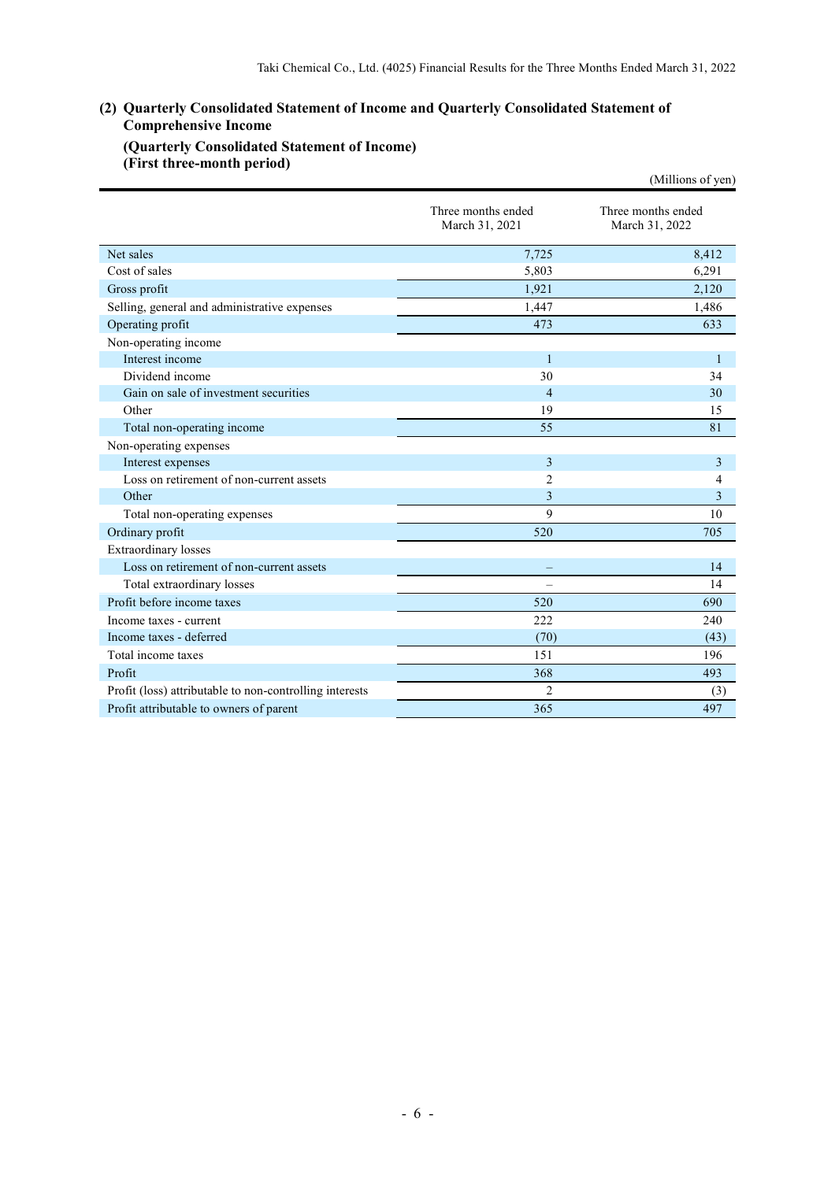## (2) Quarterly Consolidated Statement of Income and Quarterly Consolidated Statement of Comprehensive Income

### (Quarterly Consolidated Statement of Income)
### (First three-month period)

(Millions of yen)

| | Three months ended March 31, 2021 | Three months ended March 31, 2022 |
|---|---|---|
| Net sales | 7,725 | 8,412 |
| Cost of sales | 5,803 | 6,291 |
| Gross profit | 1,921 | 2,120 |
| Selling, general and administrative expenses | 1,447 | 1,486 |
| Operating profit | 473 | 633 |
| Non-operating income | | |
| Interest income | 1 | 1 |
| Dividend income | 30 | 34 |
| Gain on sale of investment securities | 4 | 30 |
| Other | 19 | 15 |
| Total non-operating income | 55 | 81 |
| Non-operating expenses | | |
| Interest expenses | 3 | 3 |
| Loss on retirement of non-current assets | 2 | 4 |
| Other | 3 | 3 |
| Total non-operating expenses | 9 | 10 |
| Ordinary profit | 520 | 705 |
| Extraordinary losses | | |
| Loss on retirement of non-current assets | – | 14 |
| Total extraordinary losses | – | 14 |
| Profit before income taxes | 520 | 690 |
| Income taxes - current | 222 | 240 |
| Income taxes - deferred | (70) | (43) |
| Total income taxes | 151 | 196 |
| Profit | 368 | 493 |
| Profit (loss) attributable to non-controlling interests | 2 | (3) |
| Profit attributable to owners of parent | 365 | 497 |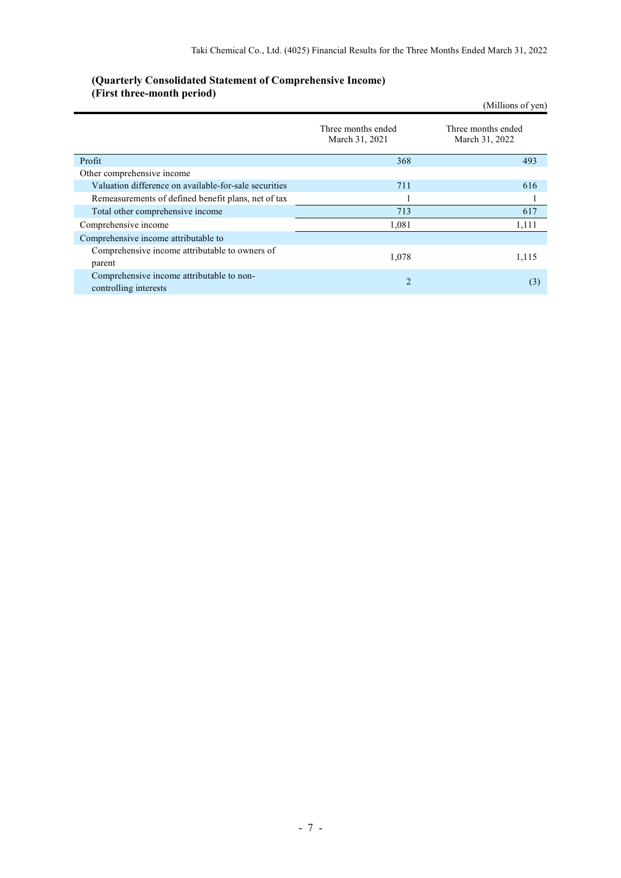**(Quarterly Consolidated Statement of Comprehensive Income)**
**(First three-month period)**

(Millions of yen)

| | Three months ended March 31, 2021 | Three months ended March 31, 2022 |
|---|---|---|
| Profit | 368 | 493 |
| Other comprehensive income | | |
| Valuation difference on available-for-sale securities | 711 | 616 |
| Remeasurements of defined benefit plans, net of tax | 1 | 1 |
| Total other comprehensive income | 713 | 617 |
| Comprehensive income | 1,081 | 1,111 |
| Comprehensive income attributable to | | |
| Comprehensive income attributable to owners of parent | 1,078 | 1,115 |
| Comprehensive income attributable to non-controlling interests | 2 | (3) |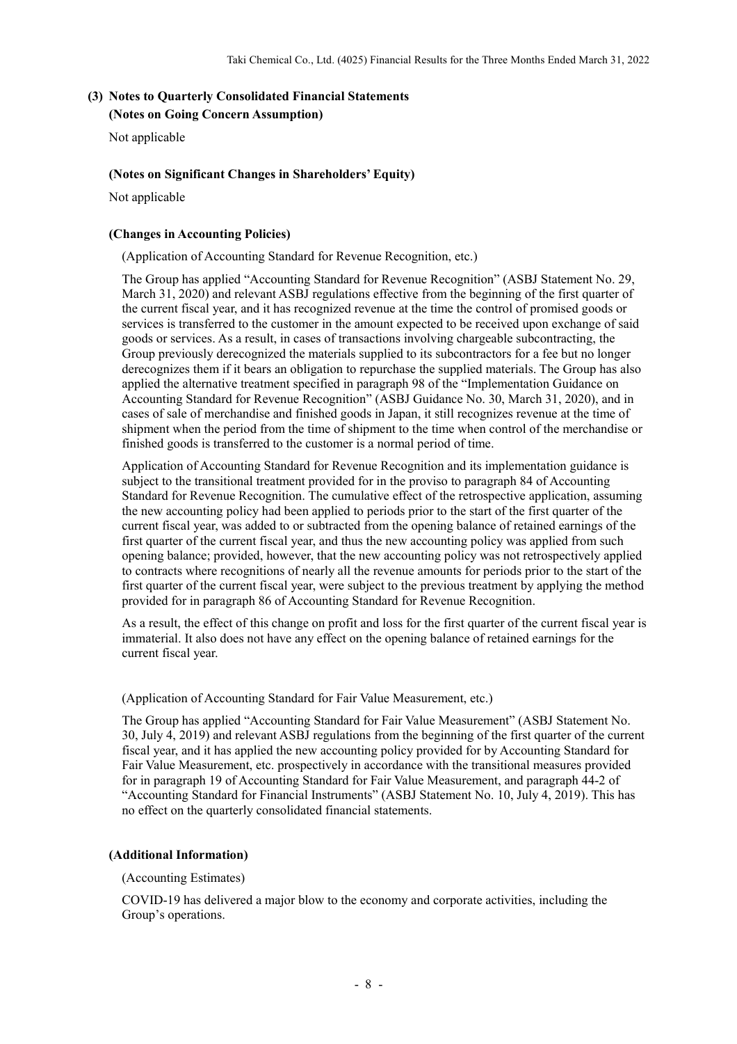## (3) Notes to Quarterly Consolidated Financial Statements

### (Notes on Going Concern Assumption)

Not applicable

### (Notes on Significant Changes in Shareholders' Equity)

Not applicable

### (Changes in Accounting Policies)

(Application of Accounting Standard for Revenue Recognition, etc.)

The Group has applied "Accounting Standard for Revenue Recognition" (ASBJ Statement No. 29, March 31, 2020) and relevant ASBJ regulations effective from the beginning of the first quarter of the current fiscal year, and it has recognized revenue at the time the control of promised goods or services is transferred to the customer in the amount expected to be received upon exchange of said goods or services. As a result, in cases of transactions involving chargeable subcontracting, the Group previously derecognized the materials supplied to its subcontractors for a fee but no longer derecognizes them if it bears an obligation to repurchase the supplied materials. The Group has also applied the alternative treatment specified in paragraph 98 of the "Implementation Guidance on Accounting Standard for Revenue Recognition" (ASBJ Guidance No. 30, March 31, 2020), and in cases of sale of merchandise and finished goods in Japan, it still recognizes revenue at the time of shipment when the period from the time of shipment to the time when control of the merchandise or finished goods is transferred to the customer is a normal period of time.

Application of Accounting Standard for Revenue Recognition and its implementation guidance is subject to the transitional treatment provided for in the proviso to paragraph 84 of Accounting Standard for Revenue Recognition. The cumulative effect of the retrospective application, assuming the new accounting policy had been applied to periods prior to the start of the first quarter of the current fiscal year, was added to or subtracted from the opening balance of retained earnings of the first quarter of the current fiscal year, and thus the new accounting policy was applied from such opening balance; provided, however, that the new accounting policy was not retrospectively applied to contracts where recognitions of nearly all the revenue amounts for periods prior to the start of the first quarter of the current fiscal year, were subject to the previous treatment by applying the method provided for in paragraph 86 of Accounting Standard for Revenue Recognition.

As a result, the effect of this change on profit and loss for the first quarter of the current fiscal year is immaterial. It also does not have any effect on the opening balance of retained earnings for the current fiscal year.

(Application of Accounting Standard for Fair Value Measurement, etc.)

The Group has applied "Accounting Standard for Fair Value Measurement" (ASBJ Statement No. 30, July 4, 2019) and relevant ASBJ regulations from the beginning of the first quarter of the current fiscal year, and it has applied the new accounting policy provided for by Accounting Standard for Fair Value Measurement, etc. prospectively in accordance with the transitional measures provided for in paragraph 19 of Accounting Standard for Fair Value Measurement, and paragraph 44-2 of "Accounting Standard for Financial Instruments" (ASBJ Statement No. 10, July 4, 2019). This has no effect on the quarterly consolidated financial statements.

### (Additional Information)

(Accounting Estimates)

COVID-19 has delivered a major blow to the economy and corporate activities, including the Group's operations.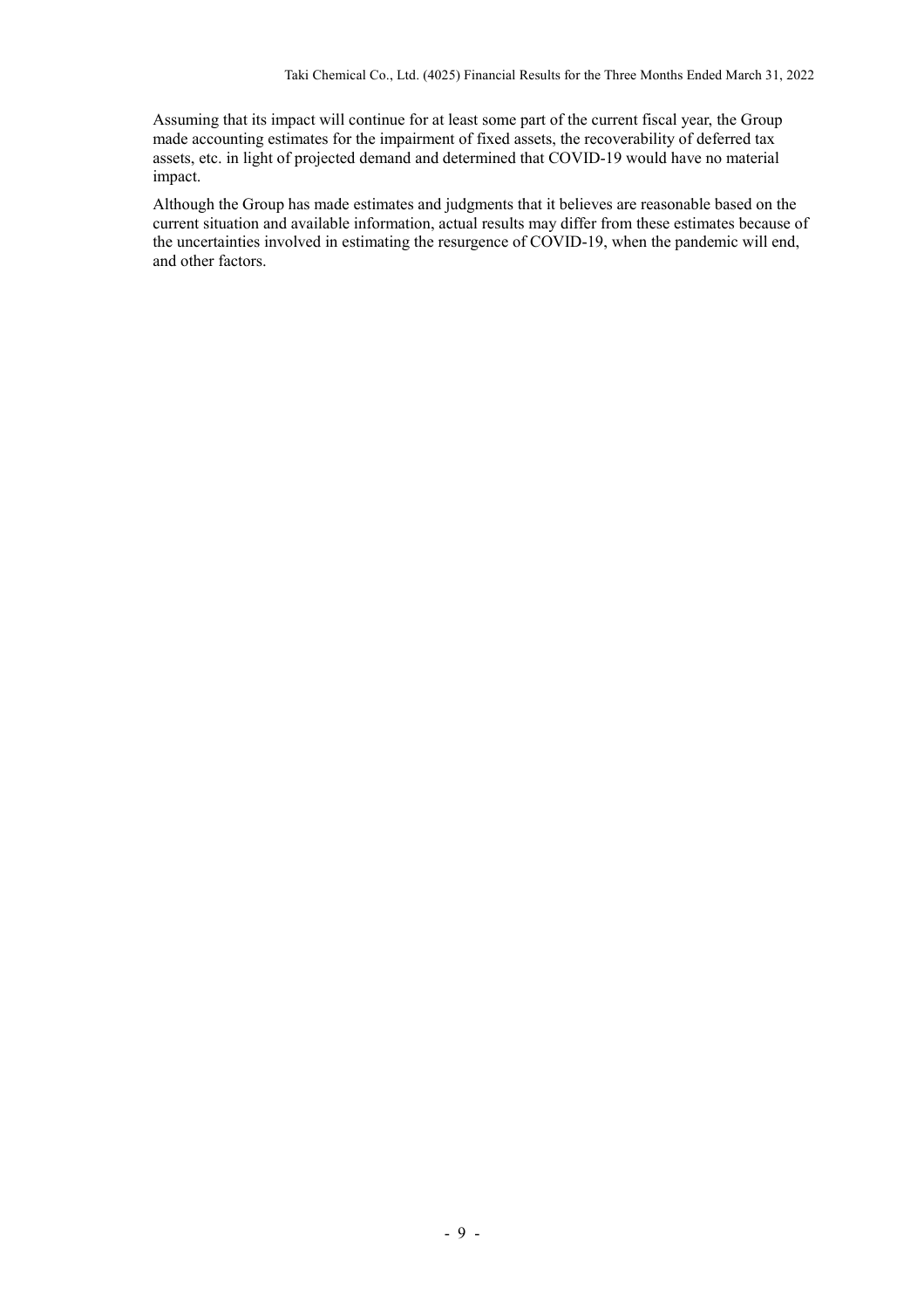Assuming that its impact will continue for at least some part of the current fiscal year, the Group made accounting estimates for the impairment of fixed assets, the recoverability of deferred tax assets, etc. in light of projected demand and determined that COVID-19 would have no material impact.

Although the Group has made estimates and judgments that it believes are reasonable based on the current situation and available information, actual results may differ from these estimates because of the uncertainties involved in estimating the resurgence of COVID-19, when the pandemic will end, and other factors.